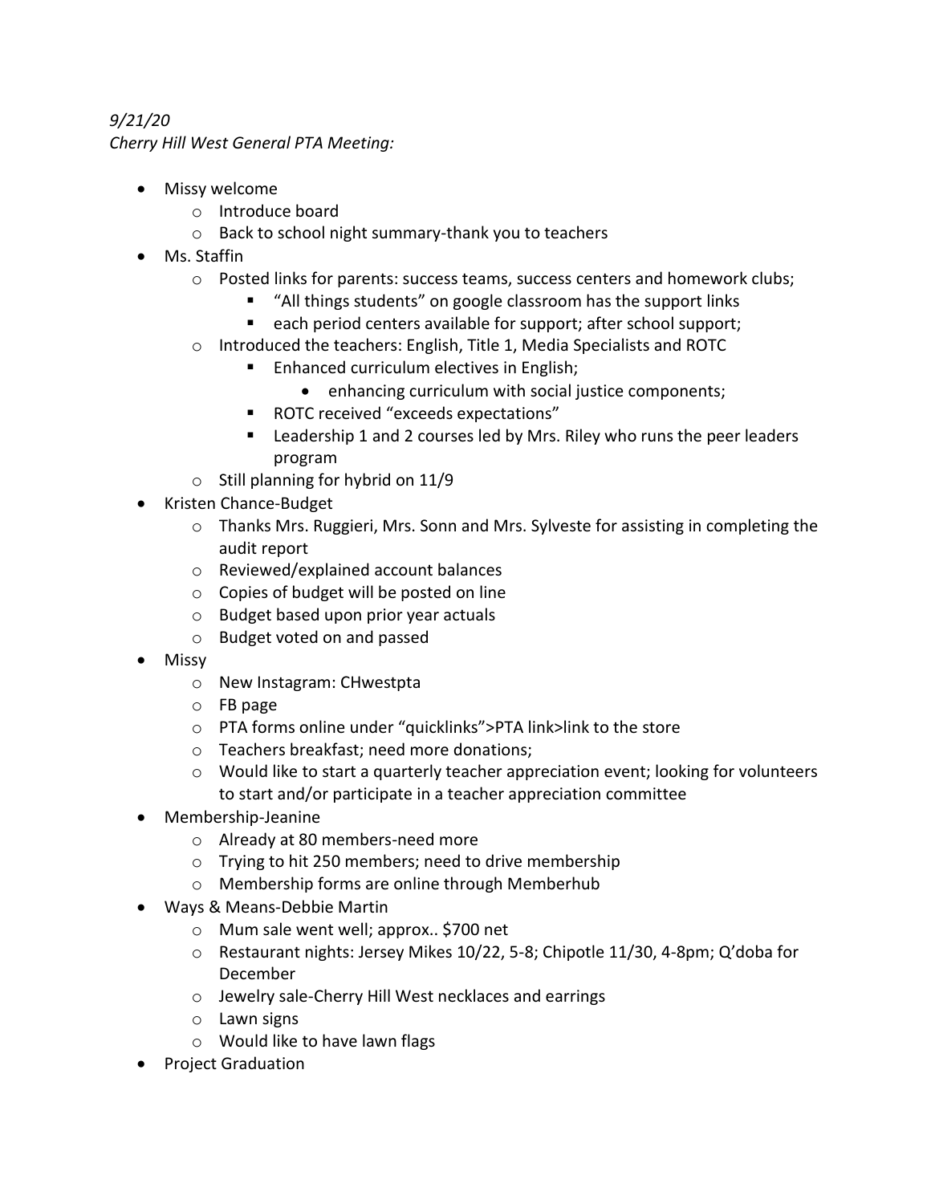*9/21/20*
*Cherry Hill West General PTA Meeting:*

- Missy welcome
  - Introduce board
  - Back to school night summary-thank you to teachers
- Ms. Staffin
  - Posted links for parents: success teams, success centers and homework clubs;
    - "All things students" on google classroom has the support links
    - each period centers available for support; after school support;
  - Introduced the teachers: English, Title 1, Media Specialists and ROTC
    - Enhanced curriculum electives in English;
      - enhancing curriculum with social justice components;
    - ROTC received "exceeds expectations"
    - Leadership 1 and 2 courses led by Mrs. Riley who runs the peer leaders program
  - Still planning for hybrid on 11/9
- Kristen Chance-Budget
  - Thanks Mrs. Ruggieri, Mrs. Sonn and Mrs. Sylveste for assisting in completing the audit report
  - Reviewed/explained account balances
  - Copies of budget will be posted on line
  - Budget based upon prior year actuals
  - Budget voted on and passed
- Missy
  - New Instagram: CHwestpta
  - FB page
  - PTA forms online under "quicklinks">PTA link>link to the store
  - Teachers breakfast; need more donations;
  - Would like to start a quarterly teacher appreciation event; looking for volunteers to start and/or participate in a teacher appreciation committee
- Membership-Jeanine
  - Already at 80 members-need more
  - Trying to hit 250 members; need to drive membership
  - Membership forms are online through Memberhub
- Ways & Means-Debbie Martin
  - Mum sale went well; approx.. $700 net
  - Restaurant nights: Jersey Mikes 10/22, 5-8; Chipotle 11/30, 4-8pm; Q'doba for December
  - Jewelry sale-Cherry Hill West necklaces and earrings
  - Lawn signs
  - Would like to have lawn flags
- Project Graduation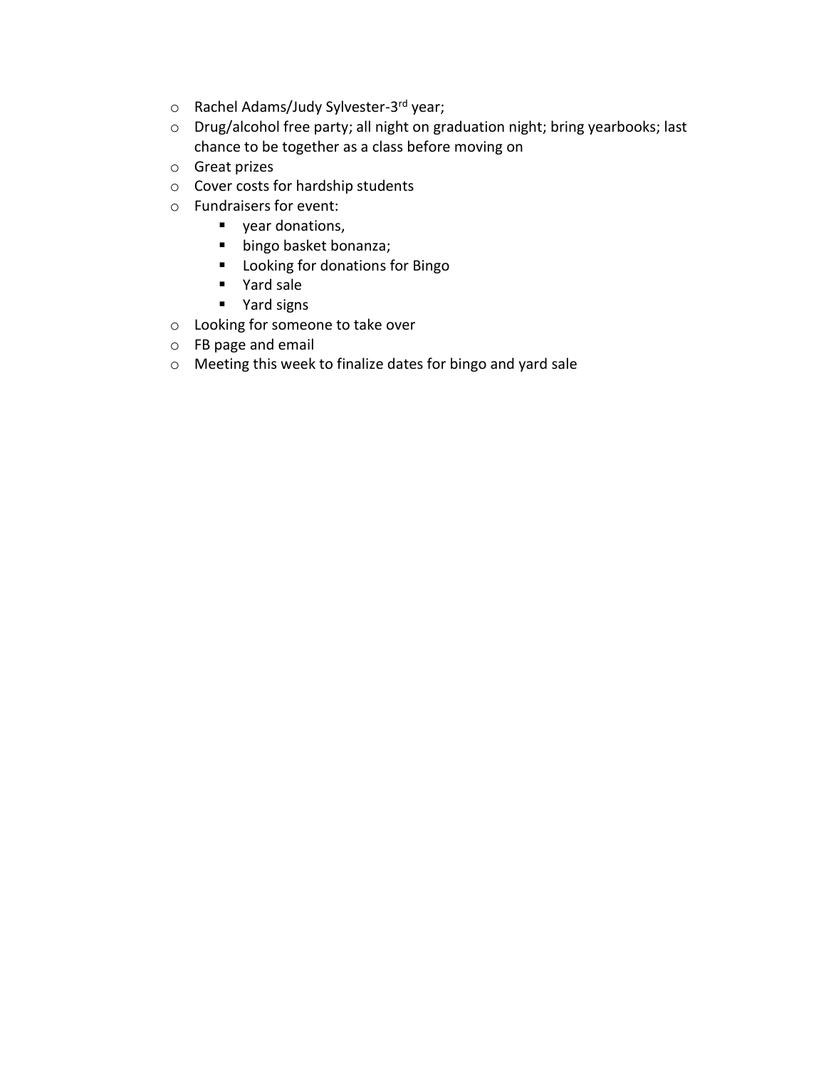- Rachel Adams/Judy Sylvester-3rd year;
- Drug/alcohol free party; all night on graduation night; bring yearbooks; last chance to be together as a class before moving on
- Great prizes
- Cover costs for hardship students
- Fundraisers for event:
    - year donations,
    - bingo basket bonanza;
    - Looking for donations for Bingo
    - Yard sale
    - Yard signs
- Looking for someone to take over
- FB page and email
- Meeting this week to finalize dates for bingo and yard sale